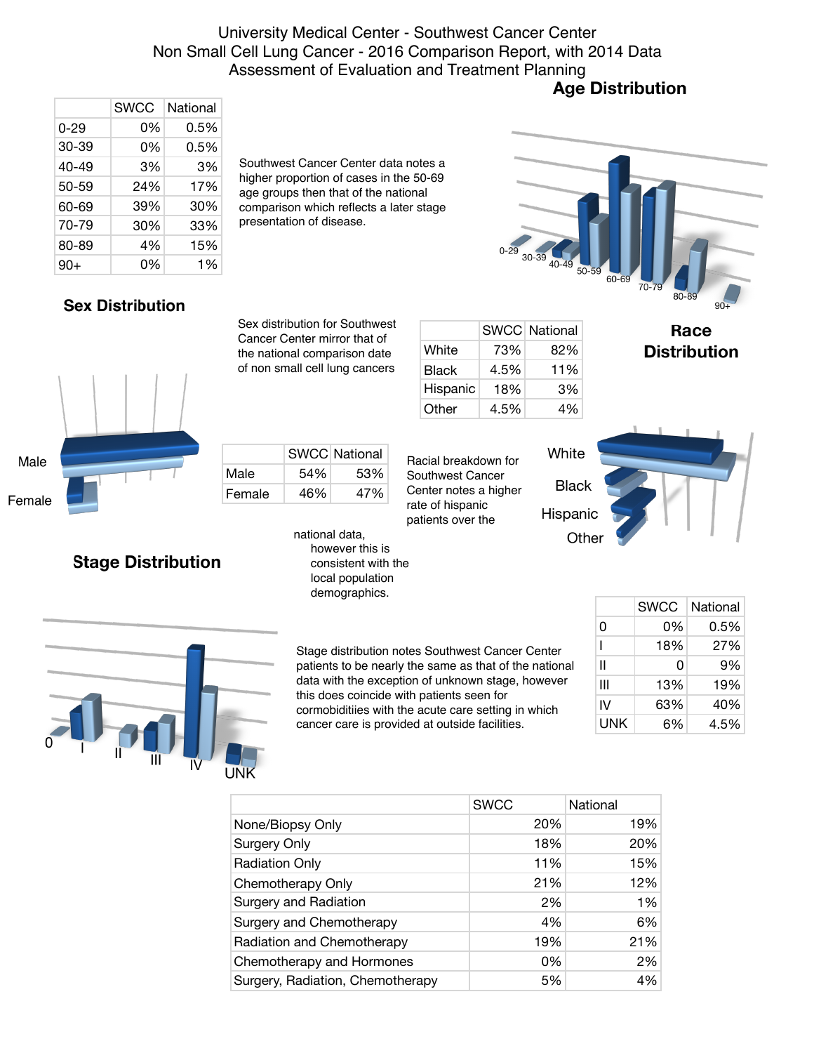# University Medical Center - Southwest Cancer Center
## Non Small Cell Lung Cancer - 2016 Comparison Report, with 2014 Data
## Assessment of Evaluation and Treatment Planning

## Age Distribution

| | SWCC | National |
|---|---|---|
| 0-29 | 0% | 0.5% |
| 30-39 | 0% | 0.5% |
| 40-49 | 3% | 3% |
| 50-59 | 24% | 17% |
| 60-69 | 39% | 30% |
| 70-79 | 30% | 33% |
| 80-89 | 4% | 15% |
| 90+ | 0% | 1% |

Southwest Cancer Center data notes a higher proportion of cases in the 50-69 age groups then that of the national comparison which reflects a later stage presentation of disease.

## Sex Distribution

Sex distribution for Southwest Cancer Center mirror that of the national comparison date of non small cell lung cancers

| | SWCC | National |
|---|---|---|
| Male | 54% | 53% |
| Female | 46% | 47% |

## Race Distribution

| | SWCC | National |
|---|---|---|
| White | 73% | 82% |
| Black | 4.5% | 11% |
| Hispanic | 18% | 3% |
| Other | 4.5% | 4% |

Racial breakdown for Southwest Cancer Center notes a higher rate of hispanic patients over the national data, however this is consistent with the local population demographics.

## Stage Distribution

Stage distribution notes Southwest Cancer Center patients to be nearly the same as that of the national data with the exception of unknown stage, however this does coincide with patients seen for cormobiditiies with the acute care setting in which cancer care is provided at outside facilities.

| | SWCC | National |
|---|---|---|
| 0 | 0% | 0.5% |
| I | 18% | 27% |
| II | 0 | 9% |
| III | 13% | 19% |
| IV | 63% | 40% |
| UNK | 6% | 4.5% |

| | SWCC | National |
|---|---|---|
| None/Biopsy Only | 20% | 19% |
| Surgery Only | 18% | 20% |
| Radiation Only | 11% | 15% |
| Chemotherapy Only | 21% | 12% |
| Surgery and Radiation | 2% | 1% |
| Surgery and Chemotherapy | 4% | 6% |
| Radiation and Chemotherapy | 19% | 21% |
| Chemotherapy and Hormones | 0% | 2% |
| Surgery, Radiation, Chemotherapy | 5% | 4% |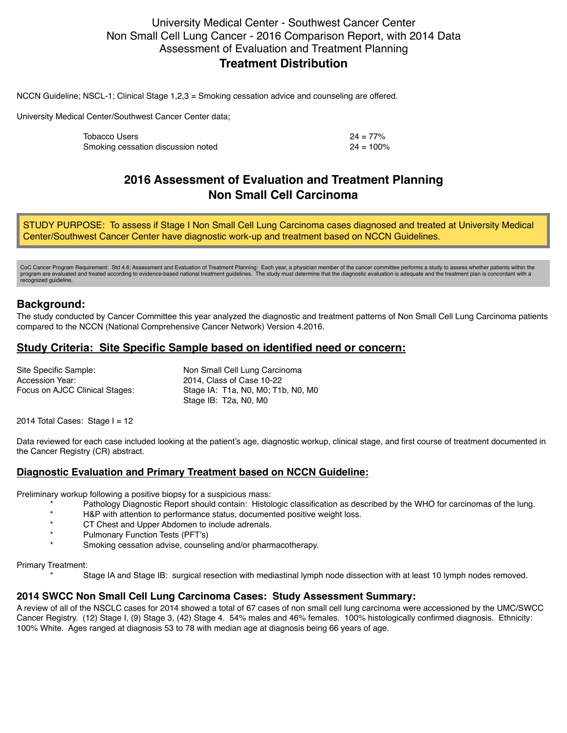# University Medical Center - Southwest Cancer Center
# Non Small Cell Lung Cancer - 2016 Comparison Report, with 2014 Data
# Assessment of Evaluation and Treatment Planning
## Treatment Distribution

NCCN Guideline; NSCL-1; Clinical Stage 1,2,3 = Smoking cessation advice and counseling are offered.

University Medical Center/Southwest Cancer Center data;

| | |
|---|---|
| Tobacco Users | 24 = 77% |
| Smoking cessation discussion noted | 24 = 100% |

## 2016 Assessment of Evaluation and Treatment Planning
## Non Small Cell Carcinoma

STUDY PURPOSE: To assess if Stage I Non Small Cell Lung Carcinoma cases diagnosed and treated at University Medical Center/Southwest Cancer Center have diagnostic work-up and treatment based on NCCN Guidelines.

CoC Cancer Program Requirement: Std 4.6; Assessment and Evaluation of Treatment Planning: Each year, a physician member of the cancer committee performs a study to assess whether patients within the program are evaluated and treated according to evidence-based national treatment guidelines. The study must determine that the diagnostic evaluation is adequate and the treatment plan is concordant with a recognized guideline.

### Background:

The study conducted by Cancer Committee this year analyzed the diagnostic and treatment patterns of Non Small Cell Lung Carcinoma patients compared to the NCCN (National Comprehensive Cancer Network) Version 4.2016.

### Study Criteria: Site Specific Sample based on identified need or concern:

| | |
|---|---|
| Site Specific Sample: | Non Small Cell Lung Carcinoma |
| Accession Year: | 2014, Class of Case 10-22 |
| Focus on AJCC Clinical Stages: | Stage IA: T1a, N0, M0; T1b, N0, M0 |
| | Stage IB: T2a, N0, M0 |

2014 Total Cases: Stage I = 12

Data reviewed for each case included looking at the patient's age, diagnostic workup, clinical stage, and first course of treatment documented in the Cancer Registry (CR) abstract.

### Diagnostic Evaluation and Primary Treatment based on NCCN Guideline:

Preliminary workup following a positive biopsy for a suspicious mass:

* Pathology Diagnostic Report should contain: Histologic classification as described by the WHO for carcinomas of the lung.
* H&P with attention to performance status, documented positive weight loss.
* CT Chest and Upper Abdomen to include adrenals.
* Pulmonary Function Tests (PFT's)
* Smoking cessation advise, counseling and/or pharmacotherapy.

Primary Treatment:

* Stage IA and Stage IB: surgical resection with mediastinal lymph node dissection with at least 10 lymph nodes removed.

### 2014 SWCC Non Small Cell Lung Carcinoma Cases: Study Assessment Summary:

A review of all of the NSCLC cases for 2014 showed a total of 67 cases of non small cell lung carcinoma were accessioned by the UMC/SWCC Cancer Registry. (12) Stage I, (9) Stage 3, (42) Stage 4. 54% males and 46% females. 100% histologically confirmed diagnosis. Ethnicity: 100% White. Ages ranged at diagnosis 53 to 78 with median age at diagnosis being 66 years of age.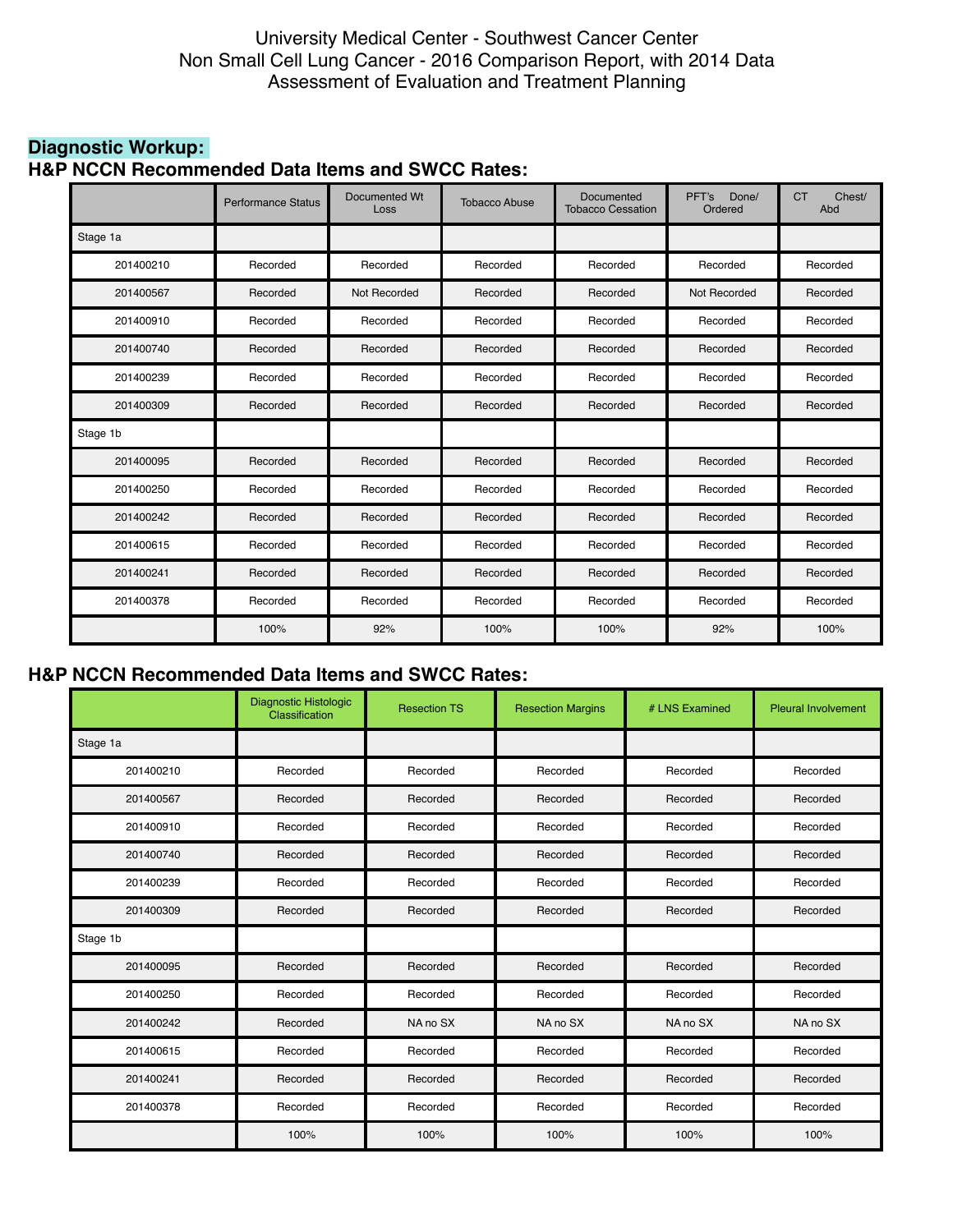# University Medical Center - Southwest Cancer Center
# Non Small Cell Lung Cancer - 2016 Comparison Report, with 2014 Data
# Assessment of Evaluation and Treatment Planning

## Diagnostic Workup:

### H&P NCCN Recommended Data Items and SWCC Rates:

| | Performance Status | Documented Wt Loss | Tobacco Abuse | Documented Tobacco Cessation | PFT's Done/ Ordered | CT Chest/ Abd |
|---|---|---|---|---|---|---|
| Stage 1a | | | | | | |
| 201400210 | Recorded | Recorded | Recorded | Recorded | Recorded | Recorded |
| 201400567 | Recorded | Not Recorded | Recorded | Recorded | Not Recorded | Recorded |
| 201400910 | Recorded | Recorded | Recorded | Recorded | Recorded | Recorded |
| 201400740 | Recorded | Recorded | Recorded | Recorded | Recorded | Recorded |
| 201400239 | Recorded | Recorded | Recorded | Recorded | Recorded | Recorded |
| 201400309 | Recorded | Recorded | Recorded | Recorded | Recorded | Recorded |
| Stage 1b | | | | | | |
| 201400095 | Recorded | Recorded | Recorded | Recorded | Recorded | Recorded |
| 201400250 | Recorded | Recorded | Recorded | Recorded | Recorded | Recorded |
| 201400242 | Recorded | Recorded | Recorded | Recorded | Recorded | Recorded |
| 201400615 | Recorded | Recorded | Recorded | Recorded | Recorded | Recorded |
| 201400241 | Recorded | Recorded | Recorded | Recorded | Recorded | Recorded |
| 201400378 | Recorded | Recorded | Recorded | Recorded | Recorded | Recorded |
| | 100% | 92% | 100% | 100% | 92% | 100% |

### H&P NCCN Recommended Data Items and SWCC Rates:

| | Diagnostic Histologic Classification | Resection TS | Resection Margins | # LNS Examined | Pleural Involvement |
|---|---|---|---|---|---|
| Stage 1a | | | | | |
| 201400210 | Recorded | Recorded | Recorded | Recorded | Recorded |
| 201400567 | Recorded | Recorded | Recorded | Recorded | Recorded |
| 201400910 | Recorded | Recorded | Recorded | Recorded | Recorded |
| 201400740 | Recorded | Recorded | Recorded | Recorded | Recorded |
| 201400239 | Recorded | Recorded | Recorded | Recorded | Recorded |
| 201400309 | Recorded | Recorded | Recorded | Recorded | Recorded |
| Stage 1b | | | | | |
| 201400095 | Recorded | Recorded | Recorded | Recorded | Recorded |
| 201400250 | Recorded | Recorded | Recorded | Recorded | Recorded |
| 201400242 | Recorded | NA no SX | NA no SX | NA no SX | NA no SX |
| 201400615 | Recorded | Recorded | Recorded | Recorded | Recorded |
| 201400241 | Recorded | Recorded | Recorded | Recorded | Recorded |
| 201400378 | Recorded | Recorded | Recorded | Recorded | Recorded |
| | 100% | 100% | 100% | 100% | 100% |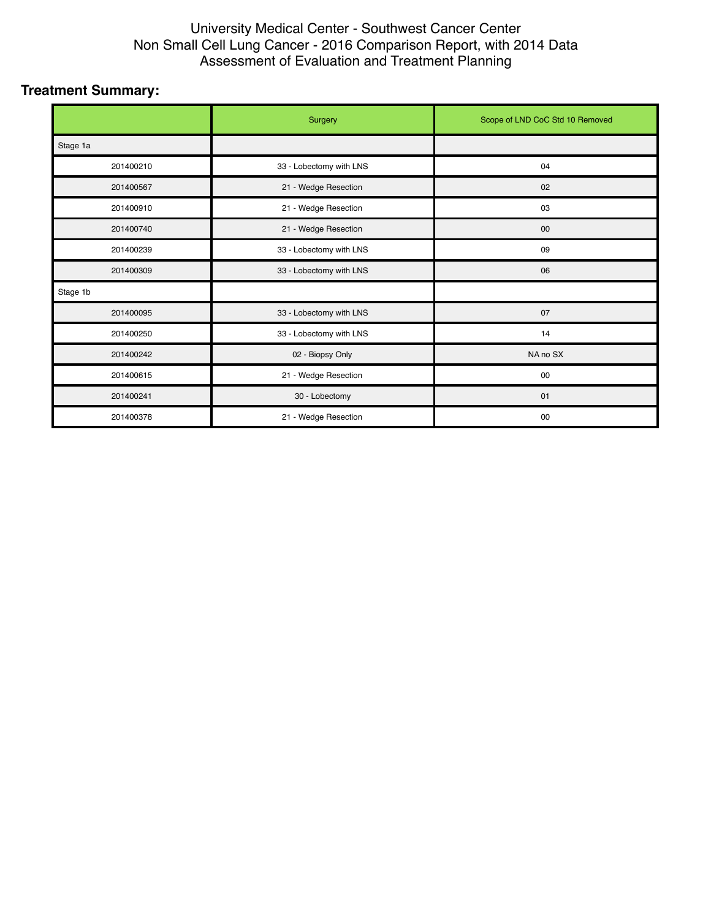University Medical Center - Southwest Cancer Center
Non Small Cell Lung Cancer - 2016 Comparison Report, with 2014 Data
Assessment of Evaluation and Treatment Planning

## Treatment Summary:

| | Surgery | Scope of LND CoC Std 10 Removed |
|---|---|---|
| Stage 1a | | |
| 201400210 | 33 - Lobectomy with LNS | 04 |
| 201400567 | 21 - Wedge Resection | 02 |
| 201400910 | 21 - Wedge Resection | 03 |
| 201400740 | 21 - Wedge Resection | 00 |
| 201400239 | 33 - Lobectomy with LNS | 09 |
| 201400309 | 33 - Lobectomy with LNS | 06 |
| Stage 1b | | |
| 201400095 | 33 - Lobectomy with LNS | 07 |
| 201400250 | 33 - Lobectomy with LNS | 14 |
| 201400242 | 02 - Biopsy Only | NA no SX |
| 201400615 | 21 - Wedge Resection | 00 |
| 201400241 | 30 - Lobectomy | 01 |
| 201400378 | 21 - Wedge Resection | 00 |